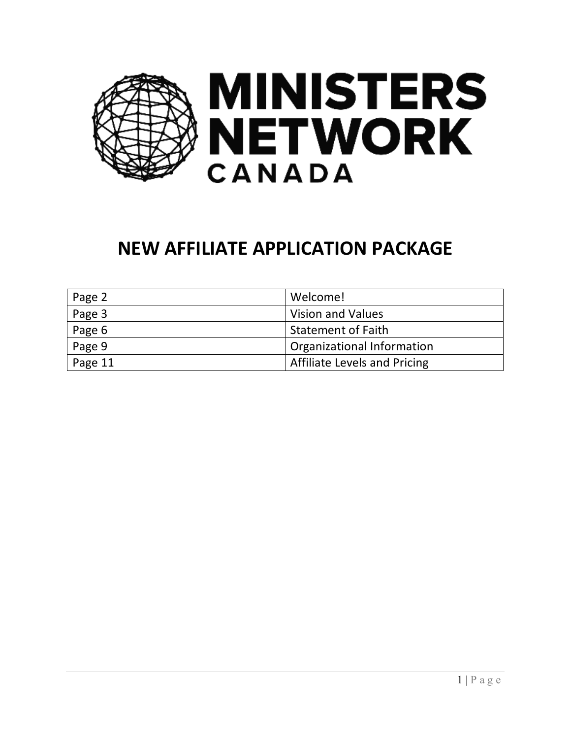# MINISTERS NETWORK CANADA

## NEW AFFILIATE APPLICATION PACKAGE

| | |
|---|---|
| Page 2 | Welcome! |
| Page 3 | Vision and Values |
| Page 6 | Statement of Faith |
| Page 9 | Organizational Information |
| Page 11 | Affiliate Levels and Pricing |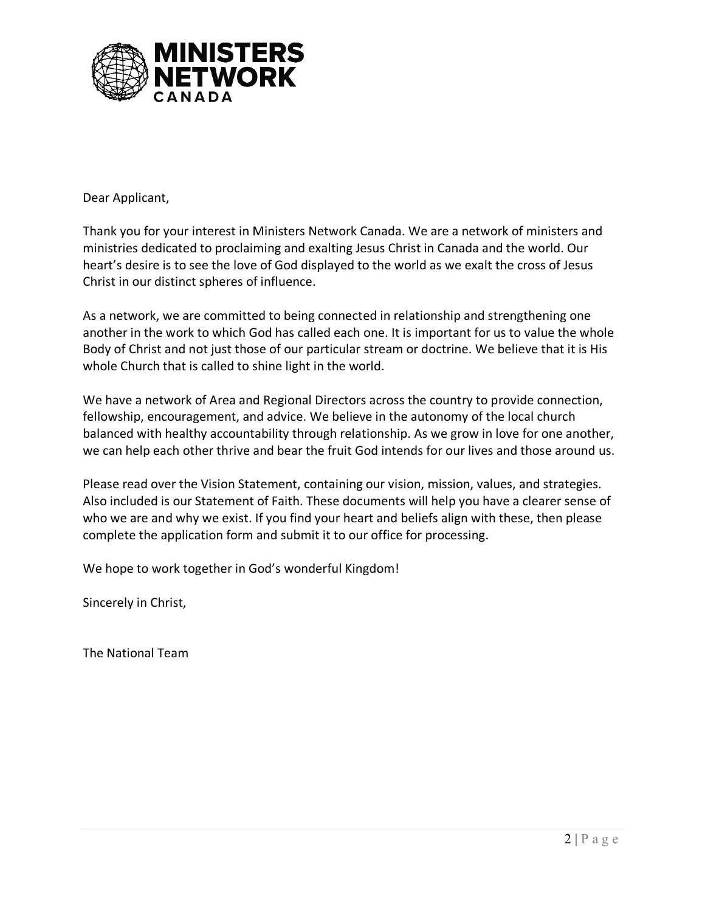**MINISTERS NETWORK**
**CANADA**

Dear Applicant,

Thank you for your interest in Ministers Network Canada. We are a network of ministers and ministries dedicated to proclaiming and exalting Jesus Christ in Canada and the world. Our heart's desire is to see the love of God displayed to the world as we exalt the cross of Jesus Christ in our distinct spheres of influence.

As a network, we are committed to being connected in relationship and strengthening one another in the work to which God has called each one. It is important for us to value the whole Body of Christ and not just those of our particular stream or doctrine. We believe that it is His whole Church that is called to shine light in the world.

We have a network of Area and Regional Directors across the country to provide connection, fellowship, encouragement, and advice. We believe in the autonomy of the local church balanced with healthy accountability through relationship. As we grow in love for one another, we can help each other thrive and bear the fruit God intends for our lives and those around us.

Please read over the Vision Statement, containing our vision, mission, values, and strategies. Also included is our Statement of Faith. These documents will help you have a clearer sense of who we are and why we exist. If you find your heart and beliefs align with these, then please complete the application form and submit it to our office for processing.

We hope to work together in God's wonderful Kingdom!

Sincerely in Christ,

The National Team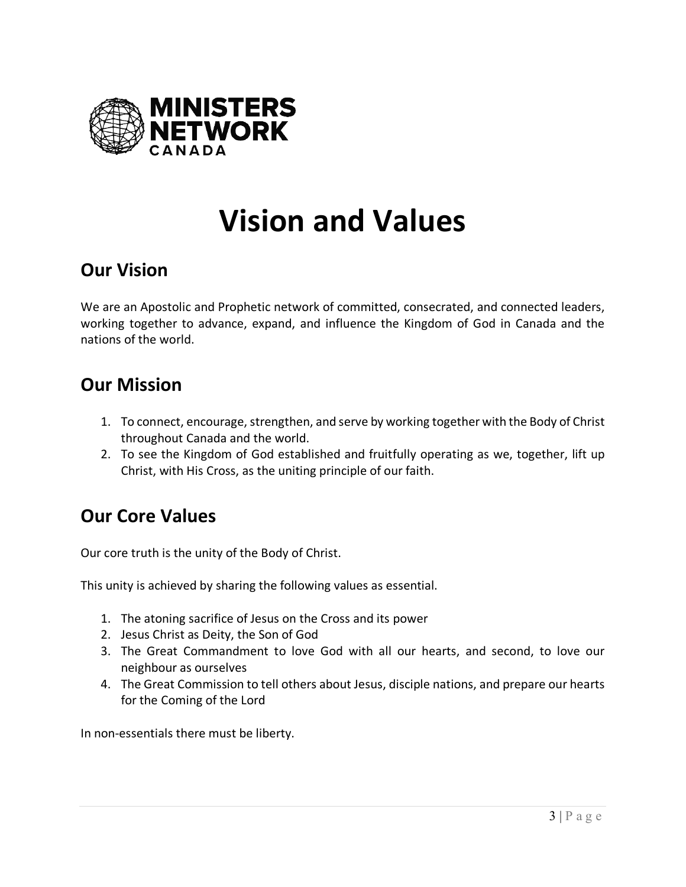MINISTERS NETWORK CANADA

# Vision and Values

## Our Vision

We are an Apostolic and Prophetic network of committed, consecrated, and connected leaders, working together to advance, expand, and influence the Kingdom of God in Canada and the nations of the world.

## Our Mission

1. To connect, encourage, strengthen, and serve by working together with the Body of Christ throughout Canada and the world.
2. To see the Kingdom of God established and fruitfully operating as we, together, lift up Christ, with His Cross, as the uniting principle of our faith.

## Our Core Values

Our core truth is the unity of the Body of Christ.

This unity is achieved by sharing the following values as essential.

1. The atoning sacrifice of Jesus on the Cross and its power
2. Jesus Christ as Deity, the Son of God
3. The Great Commandment to love God with all our hearts, and second, to love our neighbour as ourselves
4. The Great Commission to tell others about Jesus, disciple nations, and prepare our hearts for the Coming of the Lord

In non-essentials there must be liberty.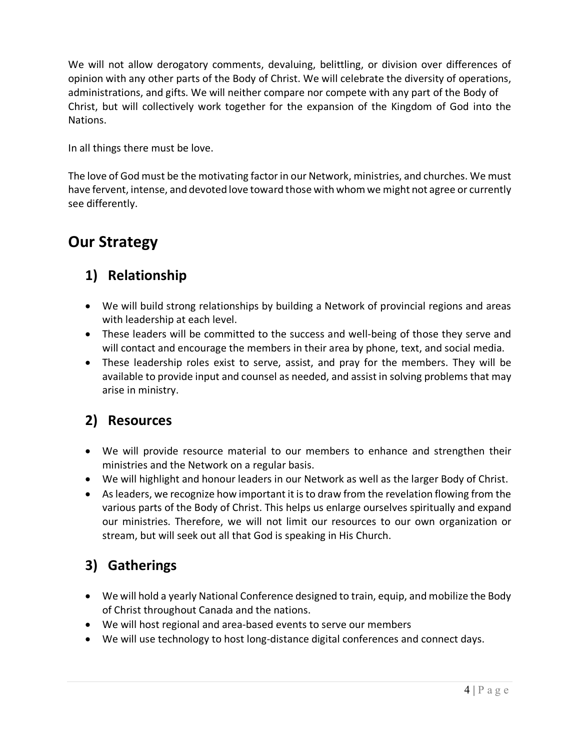We will not allow derogatory comments, devaluing, belittling, or division over differences of opinion with any other parts of the Body of Christ. We will celebrate the diversity of operations, administrations, and gifts. We will neither compare nor compete with any part of the Body of Christ, but will collectively work together for the expansion of the Kingdom of God into the Nations.

In all things there must be love.

The love of God must be the motivating factor in our Network, ministries, and churches. We must have fervent, intense, and devoted love toward those with whom we might not agree or currently see differently.

# Our Strategy

## 1) Relationship

- We will build strong relationships by building a Network of provincial regions and areas with leadership at each level.
- These leaders will be committed to the success and well-being of those they serve and will contact and encourage the members in their area by phone, text, and social media.
- These leadership roles exist to serve, assist, and pray for the members. They will be available to provide input and counsel as needed, and assist in solving problems that may arise in ministry.

## 2) Resources

- We will provide resource material to our members to enhance and strengthen their ministries and the Network on a regular basis.
- We will highlight and honour leaders in our Network as well as the larger Body of Christ.
- As leaders, we recognize how important it is to draw from the revelation flowing from the various parts of the Body of Christ. This helps us enlarge ourselves spiritually and expand our ministries. Therefore, we will not limit our resources to our own organization or stream, but will seek out all that God is speaking in His Church.

## 3) Gatherings

- We will hold a yearly National Conference designed to train, equip, and mobilize the Body of Christ throughout Canada and the nations.
- We will host regional and area-based events to serve our members
- We will use technology to host long-distance digital conferences and connect days.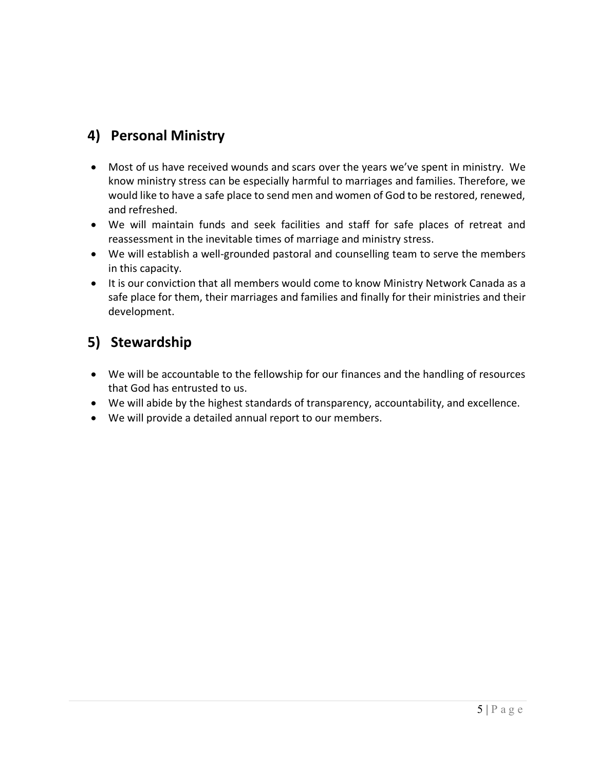## 4) Personal Ministry

- Most of us have received wounds and scars over the years we've spent in ministry. We know ministry stress can be especially harmful to marriages and families. Therefore, we would like to have a safe place to send men and women of God to be restored, renewed, and refreshed.
- We will maintain funds and seek facilities and staff for safe places of retreat and reassessment in the inevitable times of marriage and ministry stress.
- We will establish a well-grounded pastoral and counselling team to serve the members in this capacity.
- It is our conviction that all members would come to know Ministry Network Canada as a safe place for them, their marriages and families and finally for their ministries and their development.

## 5) Stewardship

- We will be accountable to the fellowship for our finances and the handling of resources that God has entrusted to us.
- We will abide by the highest standards of transparency, accountability, and excellence.
- We will provide a detailed annual report to our members.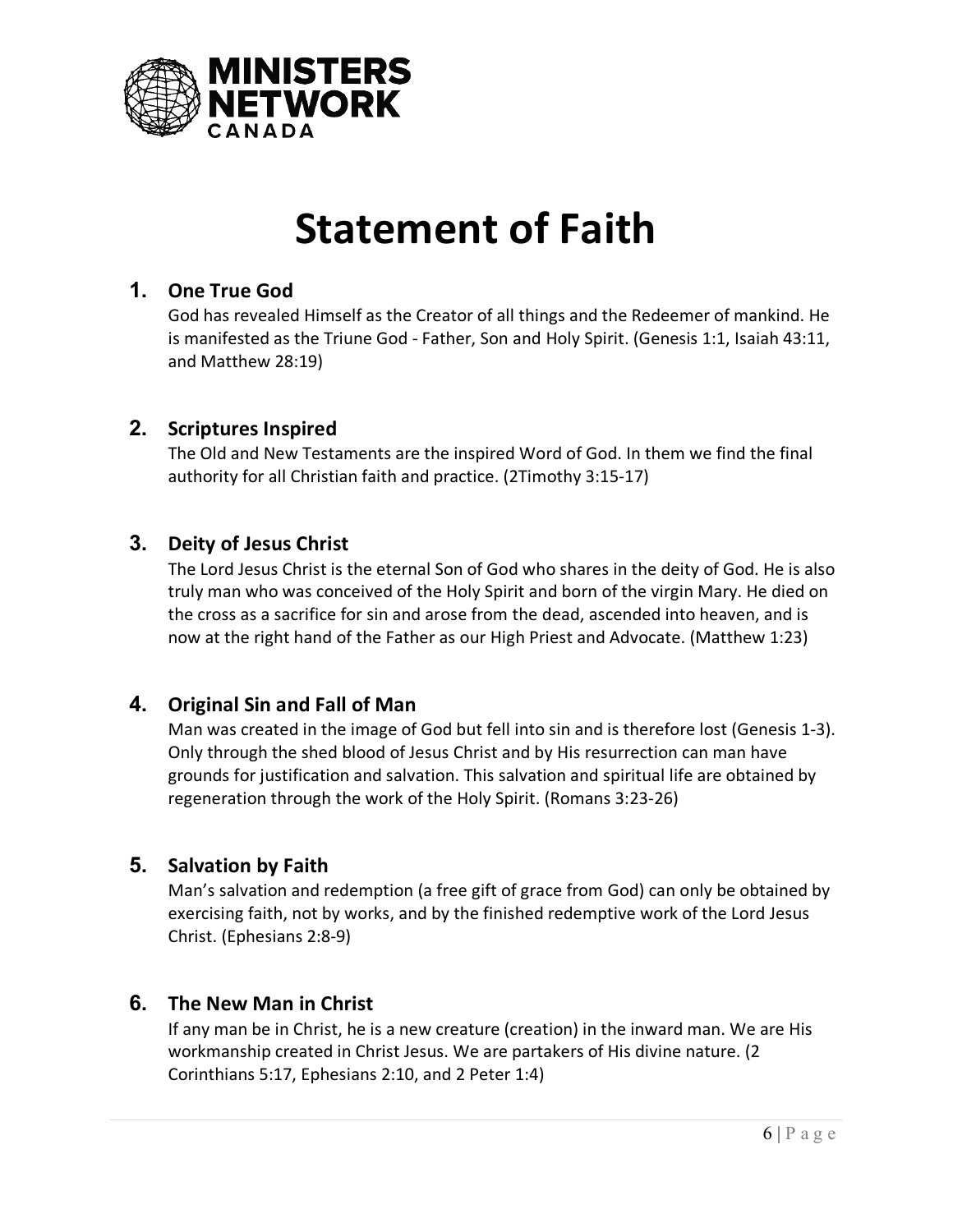# Statement of Faith

## 1. One True God

God has revealed Himself as the Creator of all things and the Redeemer of mankind. He is manifested as the Triune God - Father, Son and Holy Spirit. (Genesis 1:1, Isaiah 43:11, and Matthew 28:19)

## 2. Scriptures Inspired

The Old and New Testaments are the inspired Word of God. In them we find the final authority for all Christian faith and practice. (2Timothy 3:15-17)

## 3. Deity of Jesus Christ

The Lord Jesus Christ is the eternal Son of God who shares in the deity of God. He is also truly man who was conceived of the Holy Spirit and born of the virgin Mary. He died on the cross as a sacrifice for sin and arose from the dead, ascended into heaven, and is now at the right hand of the Father as our High Priest and Advocate. (Matthew 1:23)

## 4. Original Sin and Fall of Man

Man was created in the image of God but fell into sin and is therefore lost (Genesis 1-3). Only through the shed blood of Jesus Christ and by His resurrection can man have grounds for justification and salvation. This salvation and spiritual life are obtained by regeneration through the work of the Holy Spirit. (Romans 3:23-26)

## 5. Salvation by Faith

Man's salvation and redemption (a free gift of grace from God) can only be obtained by exercising faith, not by works, and by the finished redemptive work of the Lord Jesus Christ. (Ephesians 2:8-9)

## 6. The New Man in Christ

If any man be in Christ, he is a new creature (creation) in the inward man. We are His workmanship created in Christ Jesus. We are partakers of His divine nature. (2 Corinthians 5:17, Ephesians 2:10, and 2 Peter 1:4)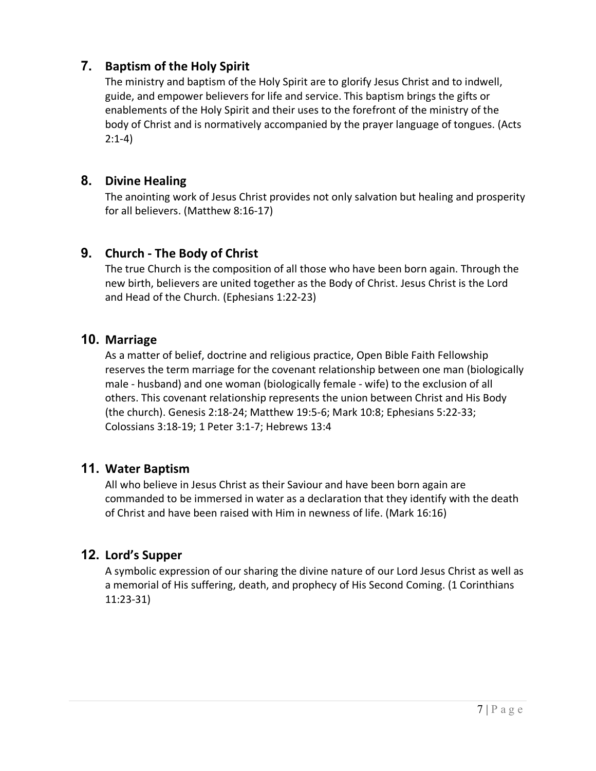## 7. Baptism of the Holy Spirit

The ministry and baptism of the Holy Spirit are to glorify Jesus Christ and to indwell, guide, and empower believers for life and service. This baptism brings the gifts or enablements of the Holy Spirit and their uses to the forefront of the ministry of the body of Christ and is normatively accompanied by the prayer language of tongues. (Acts 2:1-4)

## 8. Divine Healing

The anointing work of Jesus Christ provides not only salvation but healing and prosperity for all believers. (Matthew 8:16-17)

## 9. Church - The Body of Christ

The true Church is the composition of all those who have been born again. Through the new birth, believers are united together as the Body of Christ. Jesus Christ is the Lord and Head of the Church. (Ephesians 1:22-23)

## 10. Marriage

As a matter of belief, doctrine and religious practice, Open Bible Faith Fellowship reserves the term marriage for the covenant relationship between one man (biologically male - husband) and one woman (biologically female - wife) to the exclusion of all others. This covenant relationship represents the union between Christ and His Body (the church). Genesis 2:18-24; Matthew 19:5-6; Mark 10:8; Ephesians 5:22-33; Colossians 3:18-19; 1 Peter 3:1-7; Hebrews 13:4

## 11. Water Baptism

All who believe in Jesus Christ as their Saviour and have been born again are commanded to be immersed in water as a declaration that they identify with the death of Christ and have been raised with Him in newness of life. (Mark 16:16)

## 12. Lord's Supper

A symbolic expression of our sharing the divine nature of our Lord Jesus Christ as well as a memorial of His suffering, death, and prophecy of His Second Coming. (1 Corinthians 11:23-31)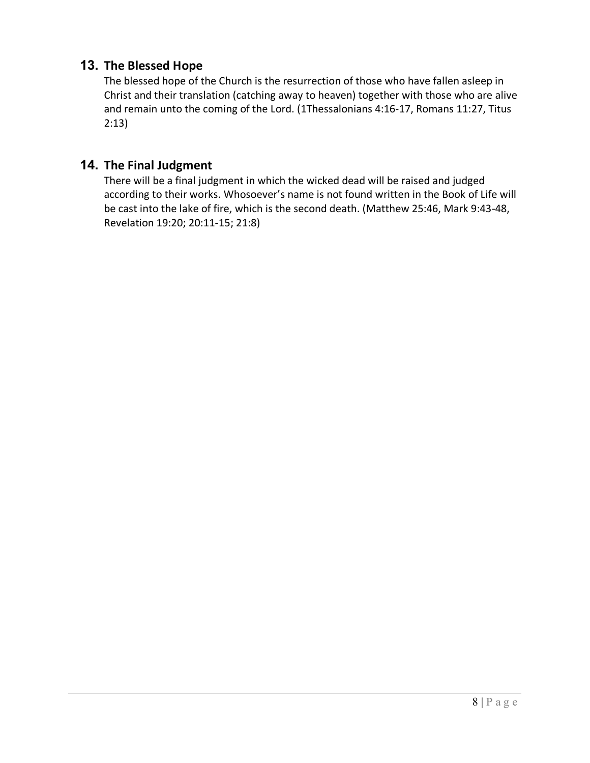## 13. The Blessed Hope

The blessed hope of the Church is the resurrection of those who have fallen asleep in Christ and their translation (catching away to heaven) together with those who are alive and remain unto the coming of the Lord. (1Thessalonians 4:16-17, Romans 11:27, Titus 2:13)

## 14. The Final Judgment

There will be a final judgment in which the wicked dead will be raised and judged according to their works. Whosoever's name is not found written in the Book of Life will be cast into the lake of fire, which is the second death. (Matthew 25:46, Mark 9:43-48, Revelation 19:20; 20:11-15; 21:8)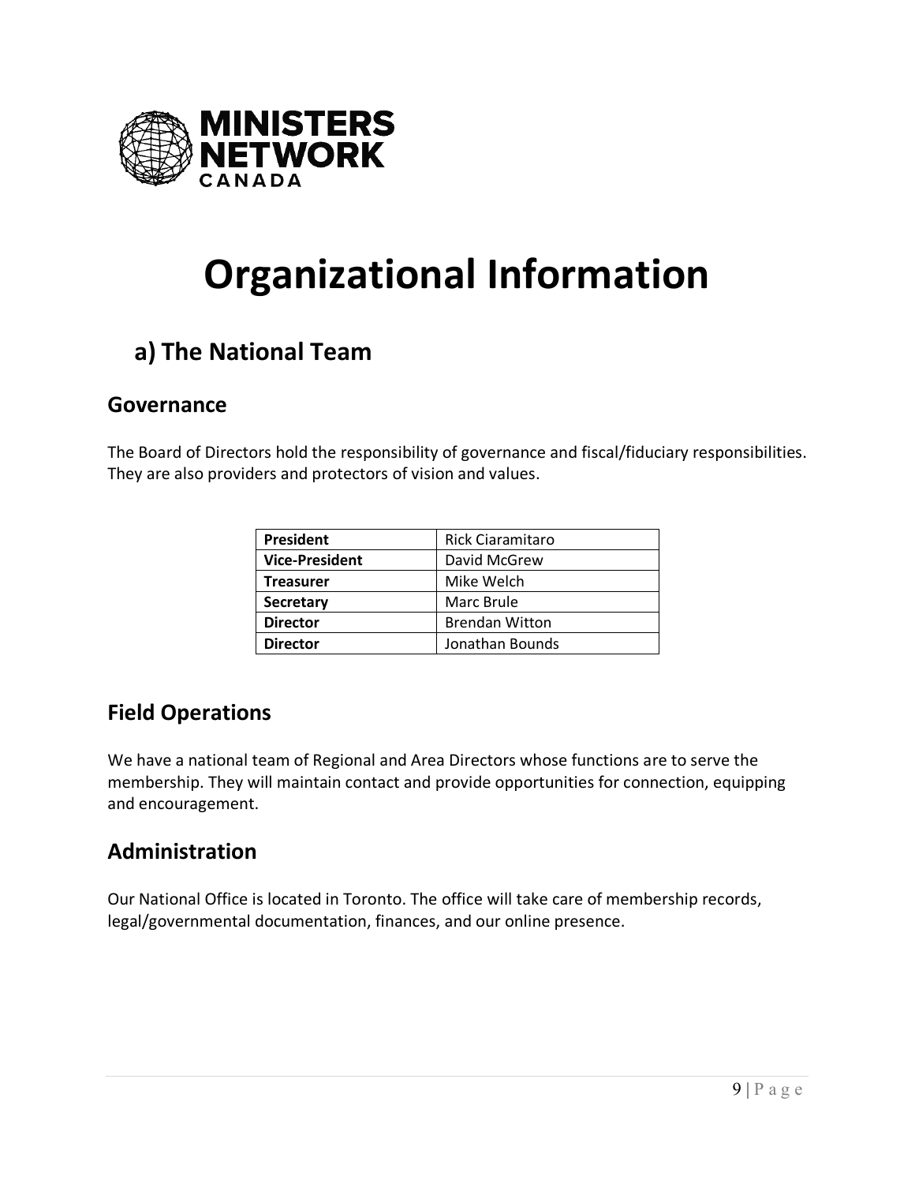# Organizational Information

## a) The National Team

### Governance

The Board of Directors hold the responsibility of governance and fiscal/fiduciary responsibilities. They are also providers and protectors of vision and values.

| | |
|---|---|
| **President** | Rick Ciaramitaro |
| **Vice-President** | David McGrew |
| **Treasurer** | Mike Welch |
| **Secretary** | Marc Brule |
| **Director** | Brendan Witton |
| **Director** | Jonathan Bounds |

### Field Operations

We have a national team of Regional and Area Directors whose functions are to serve the membership. They will maintain contact and provide opportunities for connection, equipping and encouragement.

### Administration

Our National Office is located in Toronto. The office will take care of membership records, legal/governmental documentation, finances, and our online presence.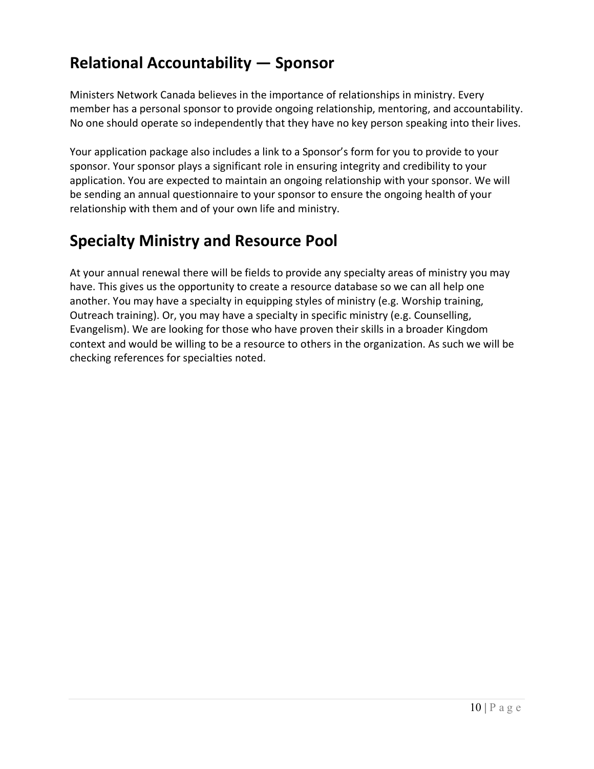## Relational Accountability — Sponsor

Ministers Network Canada believes in the importance of relationships in ministry. Every member has a personal sponsor to provide ongoing relationship, mentoring, and accountability. No one should operate so independently that they have no key person speaking into their lives.

Your application package also includes a link to a Sponsor's form for you to provide to your sponsor. Your sponsor plays a significant role in ensuring integrity and credibility to your application. You are expected to maintain an ongoing relationship with your sponsor. We will be sending an annual questionnaire to your sponsor to ensure the ongoing health of your relationship with them and of your own life and ministry.

## Specialty Ministry and Resource Pool

At your annual renewal there will be fields to provide any specialty areas of ministry you may have. This gives us the opportunity to create a resource database so we can all help one another. You may have a specialty in equipping styles of ministry (e.g. Worship training, Outreach training). Or, you may have a specialty in specific ministry (e.g. Counselling, Evangelism). We are looking for those who have proven their skills in a broader Kingdom context and would be willing to be a resource to others in the organization. As such we will be checking references for specialties noted.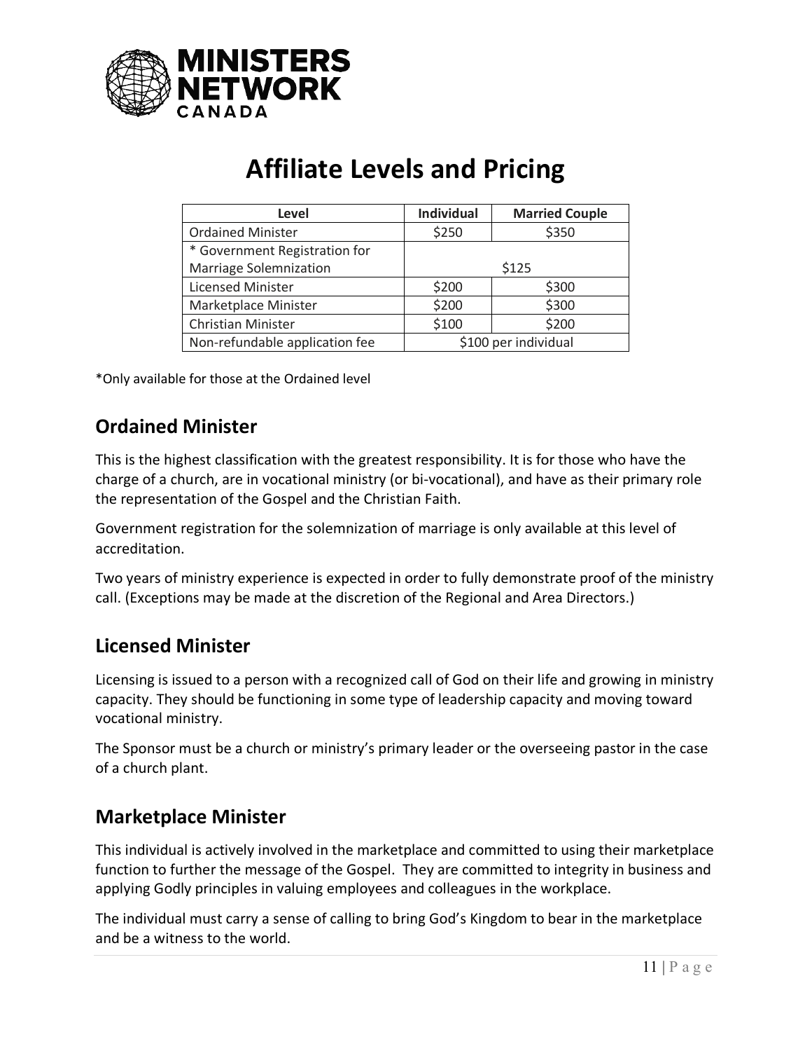# Affiliate Levels and Pricing

| Level | Individual | Married Couple |
|---|---|---|
| Ordained Minister | $250 | $350 |
| * Government Registration for Marriage Solemnization | $125 | |
| Licensed Minister | $200 | $300 |
| Marketplace Minister | $200 | $300 |
| Christian Minister | $100 | $200 |
| Non-refundable application fee | $100 per individual | |

*Only available for those at the Ordained level

## Ordained Minister

This is the highest classification with the greatest responsibility. It is for those who have the charge of a church, are in vocational ministry (or bi-vocational), and have as their primary role the representation of the Gospel and the Christian Faith.

Government registration for the solemnization of marriage is only available at this level of accreditation.

Two years of ministry experience is expected in order to fully demonstrate proof of the ministry call. (Exceptions may be made at the discretion of the Regional and Area Directors.)

## Licensed Minister

Licensing is issued to a person with a recognized call of God on their life and growing in ministry capacity. They should be functioning in some type of leadership capacity and moving toward vocational ministry.

The Sponsor must be a church or ministry's primary leader or the overseeing pastor in the case of a church plant.

## Marketplace Minister

This individual is actively involved in the marketplace and committed to using their marketplace function to further the message of the Gospel. They are committed to integrity in business and applying Godly principles in valuing employees and colleagues in the workplace.

The individual must carry a sense of calling to bring God's Kingdom to bear in the marketplace and be a witness to the world.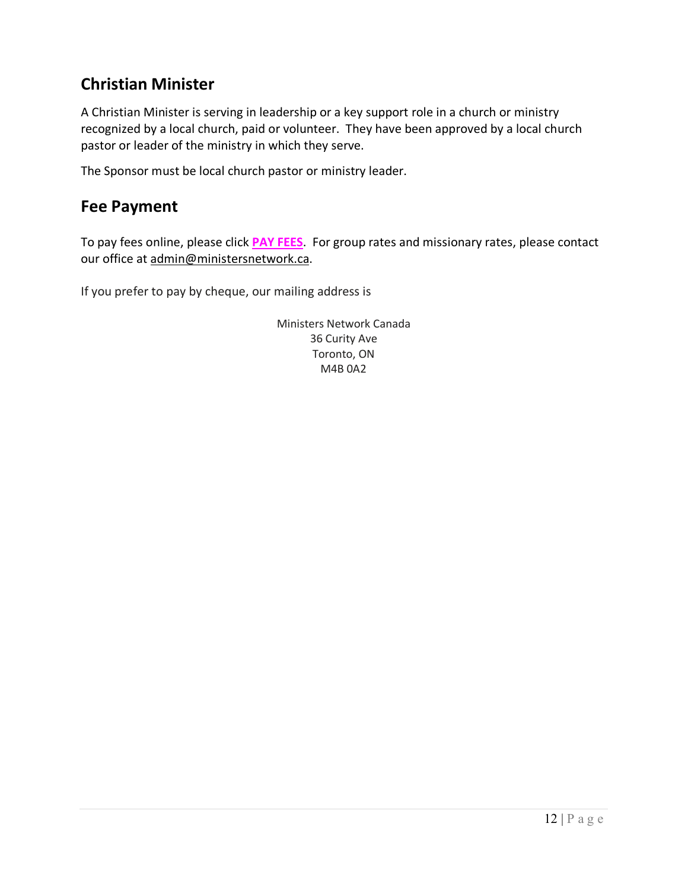## Christian Minister

A Christian Minister is serving in leadership or a key support role in a church or ministry recognized by a local church, paid or volunteer. They have been approved by a local church pastor or leader of the ministry in which they serve.

The Sponsor must be local church pastor or ministry leader.

## Fee Payment

To pay fees online, please click **PAY FEES**. For group rates and missionary rates, please contact our office at admin@ministersnetwork.ca.

If you prefer to pay by cheque, our mailing address is

Ministers Network Canada
36 Curity Ave
Toronto, ON
M4B 0A2